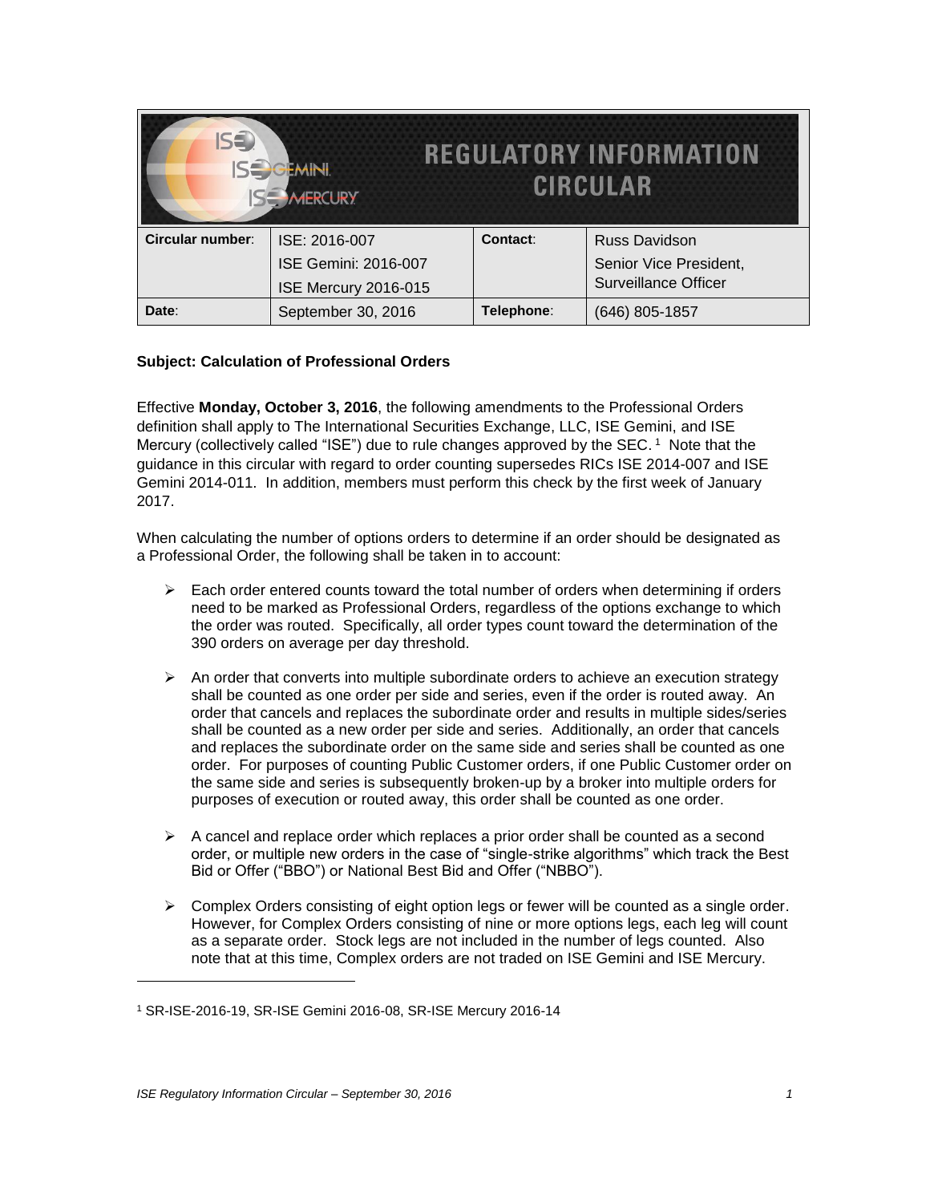# REGULATORY INFORMATION CIRCULAR

| Circular number: | ISE: 2016-007<br>ISE Gemini: 2016-007<br>ISE Mercury 2016-015 | Contact: | Russ Davidson<br>Senior Vice President,<br>Surveillance Officer |
|---|---|---|---|
| Date: | September 30, 2016 | Telephone: | (646) 805-1857 |

**Subject: Calculation of Professional Orders**

Effective **Monday, October 3, 2016**, the following amendments to the Professional Orders definition shall apply to The International Securities Exchange, LLC, ISE Gemini, and ISE Mercury (collectively called "ISE") due to rule changes approved by the SEC.[1] Note that the guidance in this circular with regard to order counting supersedes RICs ISE 2014-007 and ISE Gemini 2014-011. In addition, members must perform this check by the first week of January 2017.

When calculating the number of options orders to determine if an order should be designated as a Professional Order, the following shall be taken in to account:

- Each order entered counts toward the total number of orders when determining if orders need to be marked as Professional Orders, regardless of the options exchange to which the order was routed. Specifically, all order types count toward the determination of the 390 orders on average per day threshold.
- An order that converts into multiple subordinate orders to achieve an execution strategy shall be counted as one order per side and series, even if the order is routed away. An order that cancels and replaces the subordinate order and results in multiple sides/series shall be counted as a new order per side and series. Additionally, an order that cancels and replaces the subordinate order on the same side and series shall be counted as one order. For purposes of counting Public Customer orders, if one Public Customer order on the same side and series is subsequently broken-up by a broker into multiple orders for purposes of execution or routed away, this order shall be counted as one order.
- A cancel and replace order which replaces a prior order shall be counted as a second order, or multiple new orders in the case of "single-strike algorithms" which track the Best Bid or Offer ("BBO") or National Best Bid and Offer ("NBBO").
- Complex Orders consisting of eight option legs or fewer will be counted as a single order. However, for Complex Orders consisting of nine or more options legs, each leg will count as a separate order. Stock legs are not included in the number of legs counted. Also note that at this time, Complex orders are not traded on ISE Gemini and ISE Mercury.

[1] SR-ISE-2016-19, SR-ISE Gemini 2016-08, SR-ISE Mercury 2016-14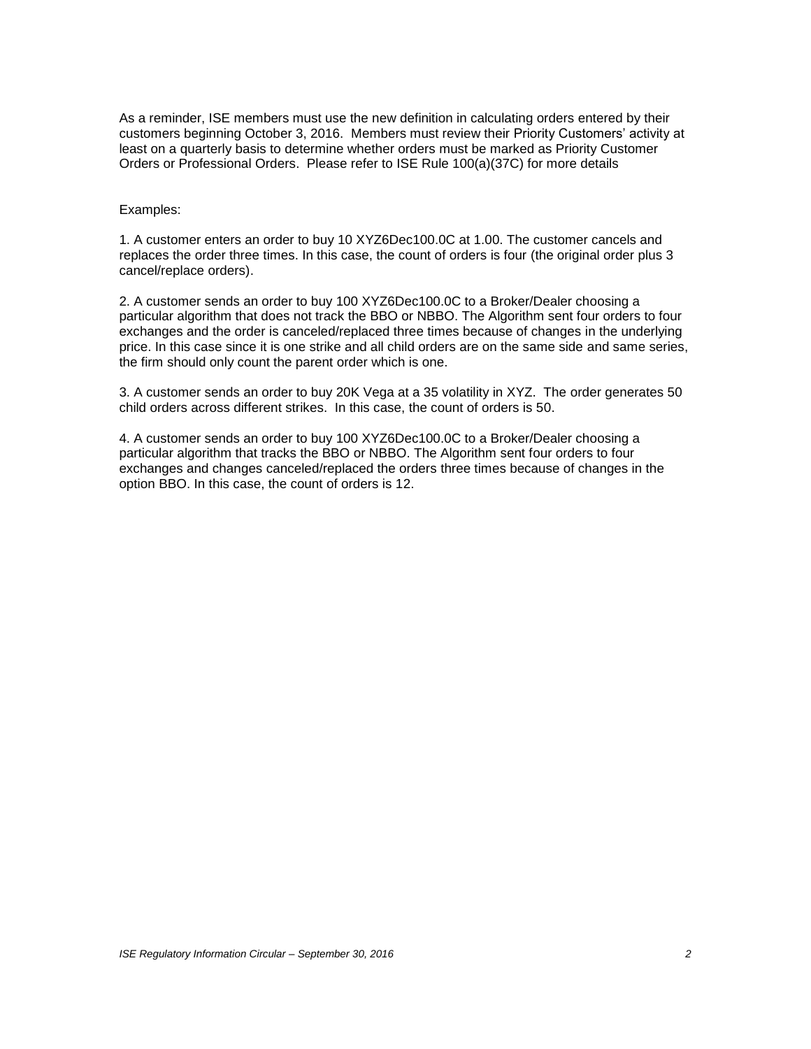As a reminder, ISE members must use the new definition in calculating orders entered by their customers beginning October 3, 2016. Members must review their Priority Customers' activity at least on a quarterly basis to determine whether orders must be marked as Priority Customer Orders or Professional Orders. Please refer to ISE Rule 100(a)(37C) for more details

Examples:

1. A customer enters an order to buy 10 XYZ6Dec100.0C at 1.00. The customer cancels and replaces the order three times. In this case, the count of orders is four (the original order plus 3 cancel/replace orders).

2. A customer sends an order to buy 100 XYZ6Dec100.0C to a Broker/Dealer choosing a particular algorithm that does not track the BBO or NBBO. The Algorithm sent four orders to four exchanges and the order is canceled/replaced three times because of changes in the underlying price. In this case since it is one strike and all child orders are on the same side and same series, the firm should only count the parent order which is one.

3. A customer sends an order to buy 20K Vega at a 35 volatility in XYZ. The order generates 50 child orders across different strikes. In this case, the count of orders is 50.

4. A customer sends an order to buy 100 XYZ6Dec100.0C to a Broker/Dealer choosing a particular algorithm that tracks the BBO or NBBO. The Algorithm sent four orders to four exchanges and changes canceled/replaced the orders three times because of changes in the option BBO. In this case, the count of orders is 12.